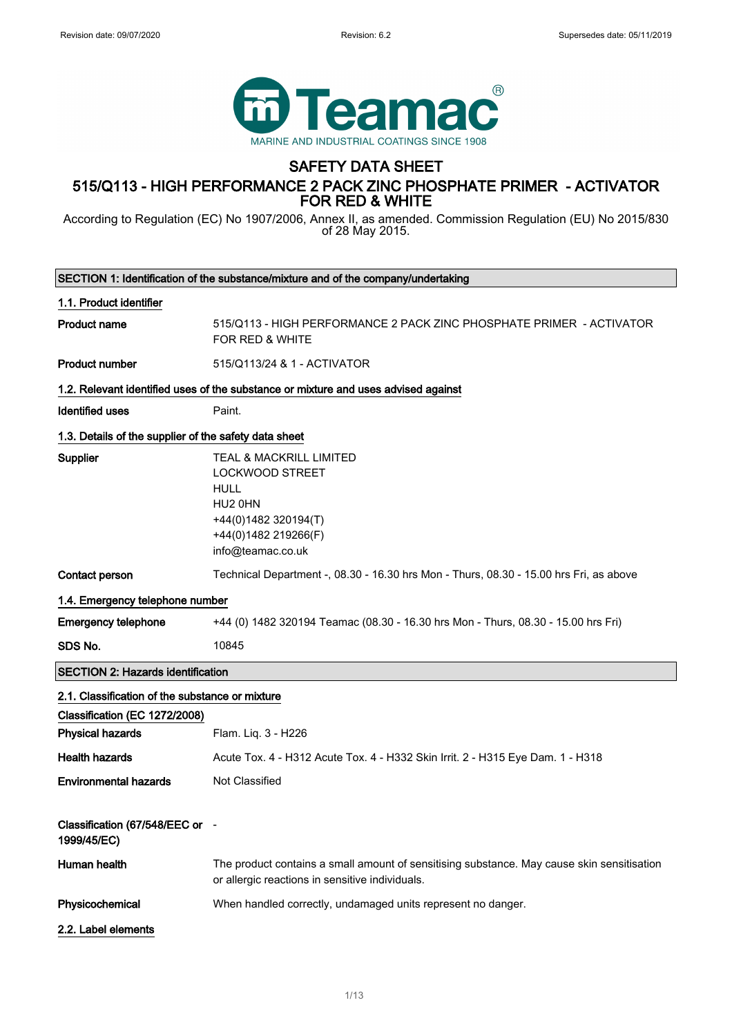Teamac®
MARINE AND INDUSTRIAL COATINGS SINCE 1908

# SAFETY DATA SHEET

# 515/Q113 - HIGH PERFORMANCE 2 PACK ZINC PHOSPHATE PRIMER - ACTIVATOR FOR RED & WHITE

According to Regulation (EC) No 1907/2006, Annex II, as amended. Commission Regulation (EU) No 2015/830 of 28 May 2015.

## SECTION 1: Identification of the substance/mixture and of the company/undertaking

### 1.1. Product identifier

| | |
|---|---|
| **Product name** | 515/Q113 - HIGH PERFORMANCE 2 PACK ZINC PHOSPHATE PRIMER - ACTIVATOR FOR RED & WHITE |
| **Product number** | 515/Q113/24 & 1 - ACTIVATOR |

### 1.2. Relevant identified uses of the substance or mixture and uses advised against

| | |
|---|---|
| **Identified uses** | Paint. |

### 1.3. Details of the supplier of the safety data sheet

| | |
|---|---|
| **Supplier** | TEAL & MACKRILL LIMITED<br>LOCKWOOD STREET<br>HULL<br>HU2 0HN<br>+44(0)1482 320194(T)<br>+44(0)1482 219266(F)<br>info@teamac.co.uk |
| **Contact person** | Technical Department -, 08.30 - 16.30 hrs Mon - Thurs, 08.30 - 15.00 hrs Fri, as above |

### 1.4. Emergency telephone number

| | |
|---|---|
| **Emergency telephone** | +44 (0) 1482 320194 Teamac (08.30 - 16.30 hrs Mon - Thurs, 08.30 - 15.00 hrs Fri) |
| **SDS No.** | 10845 |

## SECTION 2: Hazards identification

### 2.1. Classification of the substance or mixture

**Classification (EC 1272/2008)**

| | |
|---|---|
| **Physical hazards** | Flam. Liq. 3 - H226 |
| **Health hazards** | Acute Tox. 4 - H312 Acute Tox. 4 - H332 Skin Irrit. 2 - H315 Eye Dam. 1 - H318 |
| **Environmental hazards** | Not Classified |
| **Classification (67/548/EEC or 1999/45/EC)** | - |
| **Human health** | The product contains a small amount of sensitising substance. May cause skin sensitisation or allergic reactions in sensitive individuals. |
| **Physicochemical** | When handled correctly, undamaged units represent no danger. |

### 2.2. Label elements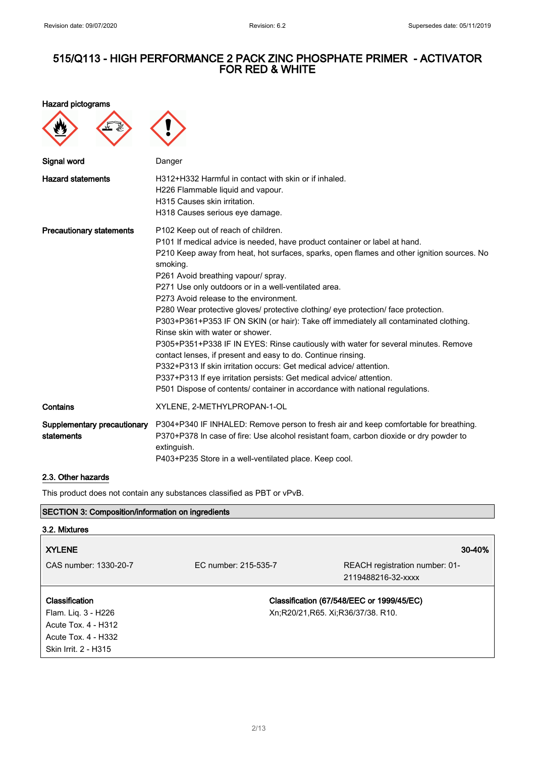# 515/Q113 - HIGH PERFORMANCE 2 PACK ZINC PHOSPHATE PRIMER - ACTIVATOR FOR RED & WHITE

**Hazard pictograms**

| | |
|---|---|
| **Signal word** | Danger |
| **Hazard statements** | H312+H332 Harmful in contact with skin or if inhaled.<br>H226 Flammable liquid and vapour.<br>H315 Causes skin irritation.<br>H318 Causes serious eye damage. |
| **Precautionary statements** | P102 Keep out of reach of children.<br>P101 If medical advice is needed, have product container or label at hand.<br>P210 Keep away from heat, hot surfaces, sparks, open flames and other ignition sources. No smoking.<br>P261 Avoid breathing vapour/ spray.<br>P271 Use only outdoors or in a well-ventilated area.<br>P273 Avoid release to the environment.<br>P280 Wear protective gloves/ protective clothing/ eye protection/ face protection.<br>P303+P361+P353 IF ON SKIN (or hair): Take off immediately all contaminated clothing. Rinse skin with water or shower.<br>P305+P351+P338 IF IN EYES: Rinse cautiously with water for several minutes. Remove contact lenses, if present and easy to do. Continue rinsing.<br>P332+P313 If skin irritation occurs: Get medical advice/ attention.<br>P337+P313 If eye irritation persists: Get medical advice/ attention.<br>P501 Dispose of contents/ container in accordance with national regulations. |
| **Contains** | XYLENE, 2-METHYLPROPAN-1-OL |
| **Supplementary precautionary statements** | P304+P340 IF INHALED: Remove person to fresh air and keep comfortable for breathing.<br>P370+P378 In case of fire: Use alcohol resistant foam, carbon dioxide or dry powder to extinguish.<br>P403+P235 Store in a well-ventilated place. Keep cool. |

## 2.3. Other hazards

This product does not contain any substances classified as PBT or vPvB.

## SECTION 3: Composition/information on ingredients

### 3.2. Mixtures

| **XYLENE** | | **30-40%** |
|---|---|---|
| CAS number: 1330-20-7 | EC number: 215-535-7 | REACH registration number: 01-2119488216-32-xxxx |

| **Classification** | **Classification (67/548/EEC or 1999/45/EC)** |
|---|---|
| Flam. Liq. 3 - H226<br>Acute Tox. 4 - H312<br>Acute Tox. 4 - H332<br>Skin Irrit. 2 - H315 | Xn;R20/21,R65. Xi;R36/37/38. R10. |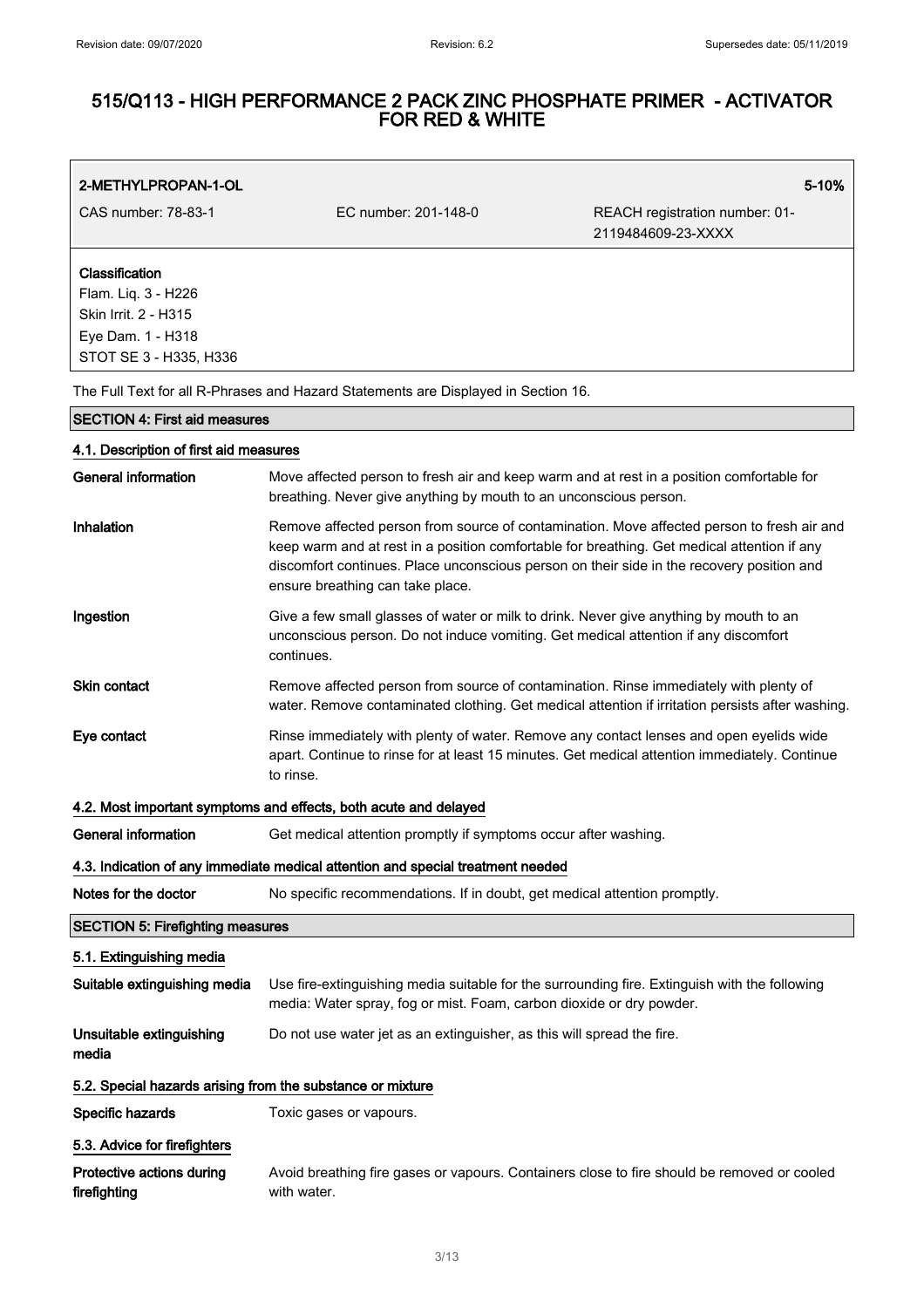# 515/Q113 - HIGH PERFORMANCE 2 PACK ZINC PHOSPHATE PRIMER - ACTIVATOR FOR RED & WHITE

| 2-METHYLPROPAN-1-OL | | 5-10% |
|---|---|---|
| CAS number: 78-83-1 | EC number: 201-148-0 | REACH registration number: 01-2119484609-23-XXXX |

**Classification**
Flam. Liq. 3 - H226
Skin Irrit. 2 - H315
Eye Dam. 1 - H318
STOT SE 3 - H335, H336

The Full Text for all R-Phrases and Hazard Statements are Displayed in Section 16.

## SECTION 4: First aid measures

### 4.1. Description of first aid measures

**General information** Move affected person to fresh air and keep warm and at rest in a position comfortable for breathing. Never give anything by mouth to an unconscious person.

**Inhalation** Remove affected person from source of contamination. Move affected person to fresh air and keep warm and at rest in a position comfortable for breathing. Get medical attention if any discomfort continues. Place unconscious person on their side in the recovery position and ensure breathing can take place.

**Ingestion** Give a few small glasses of water or milk to drink. Never give anything by mouth to an unconscious person. Do not induce vomiting. Get medical attention if any discomfort continues.

**Skin contact** Remove affected person from source of contamination. Rinse immediately with plenty of water. Remove contaminated clothing. Get medical attention if irritation persists after washing.

**Eye contact** Rinse immediately with plenty of water. Remove any contact lenses and open eyelids wide apart. Continue to rinse for at least 15 minutes. Get medical attention immediately. Continue to rinse.

### 4.2. Most important symptoms and effects, both acute and delayed

**General information** Get medical attention promptly if symptoms occur after washing.

### 4.3. Indication of any immediate medical attention and special treatment needed

**Notes for the doctor** No specific recommendations. If in doubt, get medical attention promptly.

## SECTION 5: Firefighting measures

### 5.1. Extinguishing media

**Suitable extinguishing media** Use fire-extinguishing media suitable for the surrounding fire. Extinguish with the following media: Water spray, fog or mist. Foam, carbon dioxide or dry powder.

**Unsuitable extinguishing media** Do not use water jet as an extinguisher, as this will spread the fire.

### 5.2. Special hazards arising from the substance or mixture

**Specific hazards** Toxic gases or vapours.

### 5.3. Advice for firefighters

**Protective actions during firefighting** Avoid breathing fire gases or vapours. Containers close to fire should be removed or cooled with water.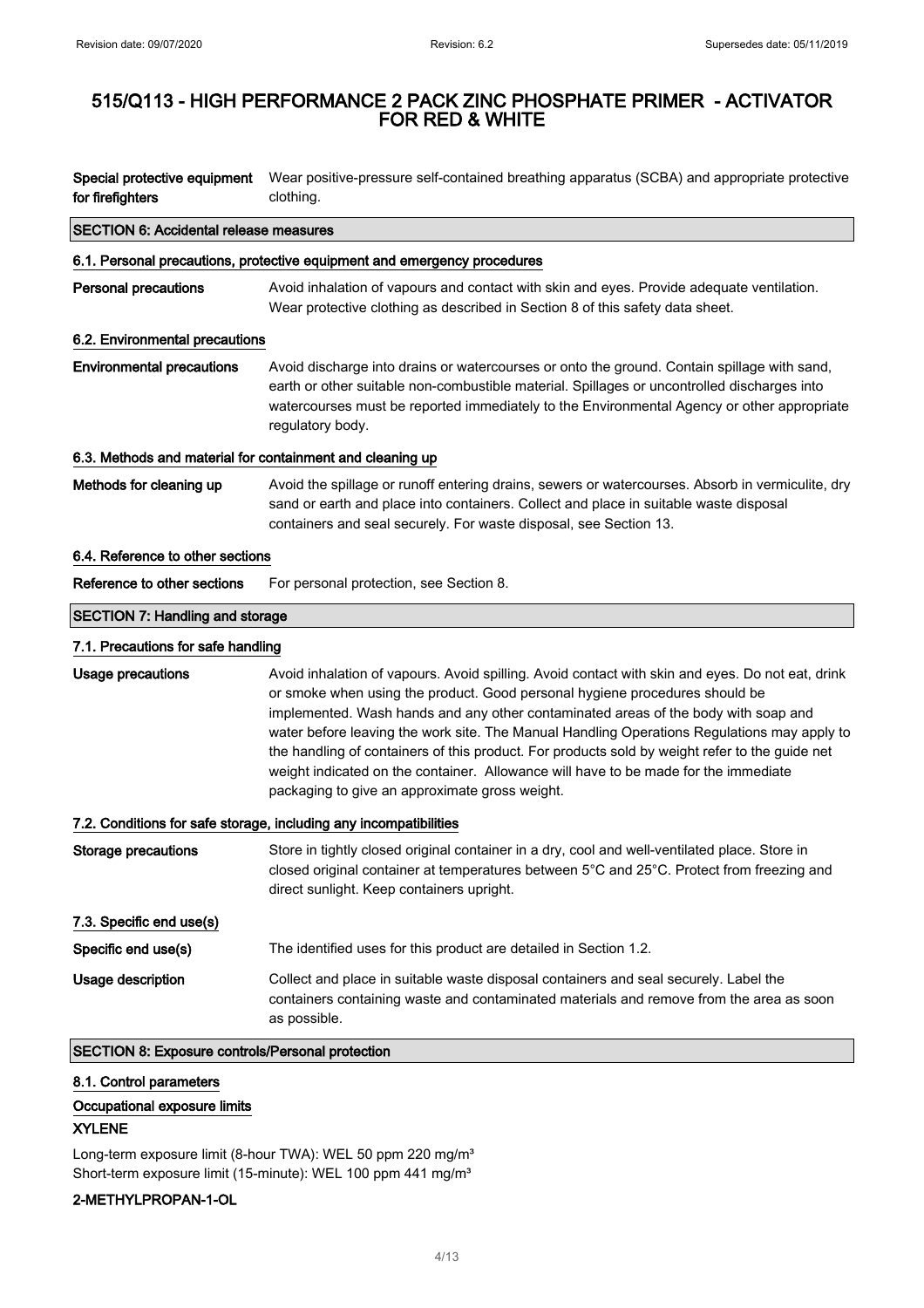# 515/Q113 - HIGH PERFORMANCE 2 PACK ZINC PHOSPHATE PRIMER - ACTIVATOR FOR RED & WHITE

| | |
|---|---|
| **Special protective equipment for firefighters** | Wear positive-pressure self-contained breathing apparatus (SCBA) and appropriate protective clothing. |

## SECTION 6: Accidental release measures

### 6.1. Personal precautions, protective equipment and emergency procedures

| | |
|---|---|
| **Personal precautions** | Avoid inhalation of vapours and contact with skin and eyes. Provide adequate ventilation. Wear protective clothing as described in Section 8 of this safety data sheet. |

### 6.2. Environmental precautions

| | |
|---|---|
| **Environmental precautions** | Avoid discharge into drains or watercourses or onto the ground. Contain spillage with sand, earth or other suitable non-combustible material. Spillages or uncontrolled discharges into watercourses must be reported immediately to the Environmental Agency or other appropriate regulatory body. |

### 6.3. Methods and material for containment and cleaning up

| | |
|---|---|
| **Methods for cleaning up** | Avoid the spillage or runoff entering drains, sewers or watercourses. Absorb in vermiculite, dry sand or earth and place into containers. Collect and place in suitable waste disposal containers and seal securely. For waste disposal, see Section 13. |

### 6.4. Reference to other sections

| | |
|---|---|
| **Reference to other sections** | For personal protection, see Section 8. |

## SECTION 7: Handling and storage

### 7.1. Precautions for safe handling

| | |
|---|---|
| **Usage precautions** | Avoid inhalation of vapours. Avoid spilling. Avoid contact with skin and eyes. Do not eat, drink or smoke when using the product. Good personal hygiene procedures should be implemented. Wash hands and any other contaminated areas of the body with soap and water before leaving the work site. The Manual Handling Operations Regulations may apply to the handling of containers of this product. For products sold by weight refer to the guide net weight indicated on the container. Allowance will have to be made for the immediate packaging to give an approximate gross weight. |

### 7.2. Conditions for safe storage, including any incompatibilities

| | |
|---|---|
| **Storage precautions** | Store in tightly closed original container in a dry, cool and well-ventilated place. Store in closed original container at temperatures between 5°C and 25°C. Protect from freezing and direct sunlight. Keep containers upright. |

### 7.3. Specific end use(s)

| | |
|---|---|
| **Specific end use(s)** | The identified uses for this product are detailed in Section 1.2. |
| **Usage description** | Collect and place in suitable waste disposal containers and seal securely. Label the containers containing waste and contaminated materials and remove from the area as soon as possible. |

## SECTION 8: Exposure controls/Personal protection

### 8.1. Control parameters

**Occupational exposure limits**

**XYLENE**

Long-term exposure limit (8-hour TWA): WEL 50 ppm 220 mg/m³
Short-term exposure limit (15-minute): WEL 100 ppm 441 mg/m³

**2-METHYLPROPAN-1-OL**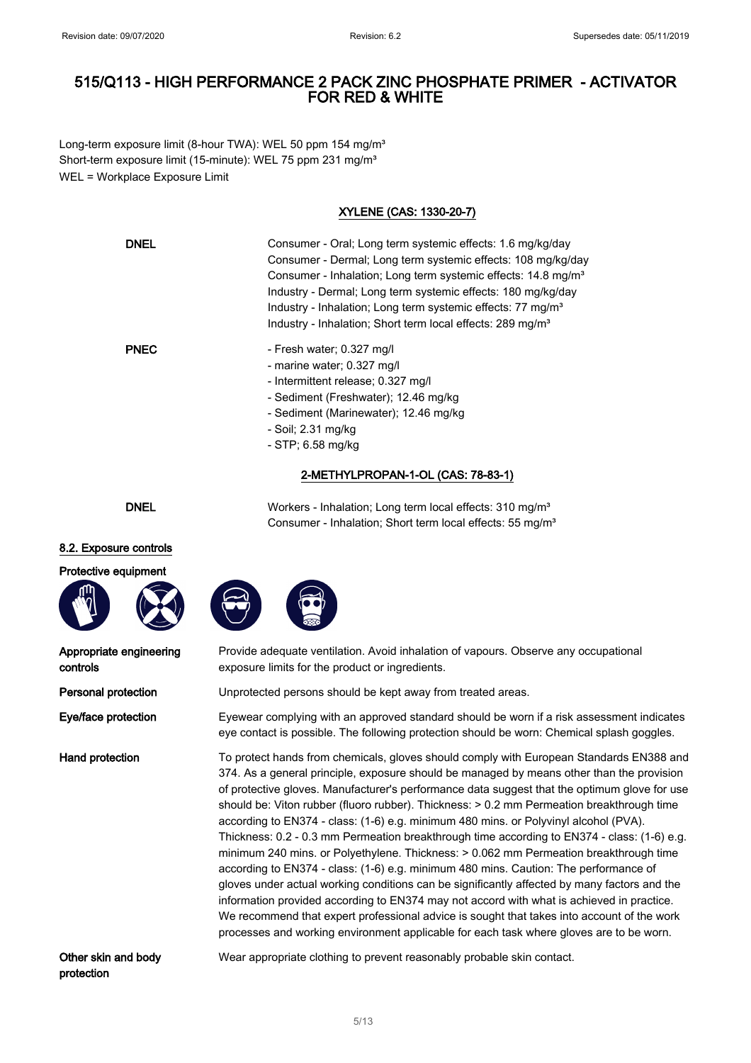Long-term exposure limit (8-hour TWA): WEL 50 ppm 154 mg/m³
Short-term exposure limit (15-minute): WEL 75 ppm 231 mg/m³
WEL = Workplace Exposure Limit

### XYLENE (CAS: 1330-20-7)

**DNEL**
Consumer - Oral; Long term systemic effects: 1.6 mg/kg/day
Consumer - Dermal; Long term systemic effects: 108 mg/kg/day
Consumer - Inhalation; Long term systemic effects: 14.8 mg/m³
Industry - Dermal; Long term systemic effects: 180 mg/kg/day
Industry - Inhalation; Long term systemic effects: 77 mg/m³
Industry - Inhalation; Short term local effects: 289 mg/m³

**PNEC**
- Fresh water; 0.327 mg/l
- marine water; 0.327 mg/l
- Intermittent release; 0.327 mg/l
- Sediment (Freshwater); 12.46 mg/kg
- Sediment (Marinewater); 12.46 mg/kg
- Soil; 2.31 mg/kg
- STP; 6.58 mg/kg

### 2-METHYLPROPAN-1-OL (CAS: 78-83-1)

**DNEL**
Workers - Inhalation; Long term local effects: 310 mg/m³
Consumer - Inhalation; Short term local effects: 55 mg/m³

## 8.2. Exposure controls

**Protective equipment**

**Appropriate engineering controls**
Provide adequate ventilation. Avoid inhalation of vapours. Observe any occupational exposure limits for the product or ingredients.

**Personal protection**
Unprotected persons should be kept away from treated areas.

**Eye/face protection**
Eyewear complying with an approved standard should be worn if a risk assessment indicates eye contact is possible. The following protection should be worn: Chemical splash goggles.

**Hand protection**
To protect hands from chemicals, gloves should comply with European Standards EN388 and 374. As a general principle, exposure should be managed by means other than the provision of protective gloves. Manufacturer's performance data suggest that the optimum glove for use should be: Viton rubber (fluoro rubber). Thickness: > 0.2 mm Permeation breakthrough time according to EN374 - class: (1-6) e.g. minimum 480 mins. or Polyvinyl alcohol (PVA). Thickness: 0.2 - 0.3 mm Permeation breakthrough time according to EN374 - class: (1-6) e.g. minimum 240 mins. or Polyethylene. Thickness: > 0.062 mm Permeation breakthrough time according to EN374 - class: (1-6) e.g. minimum 480 mins. Caution: The performance of gloves under actual working conditions can be significantly affected by many factors and the information provided according to EN374 may not accord with what is achieved in practice. We recommend that expert professional advice is sought that takes into account of the work processes and working environment applicable for each task where gloves are to be worn.

**Other skin and body protection**
Wear appropriate clothing to prevent reasonably probable skin contact.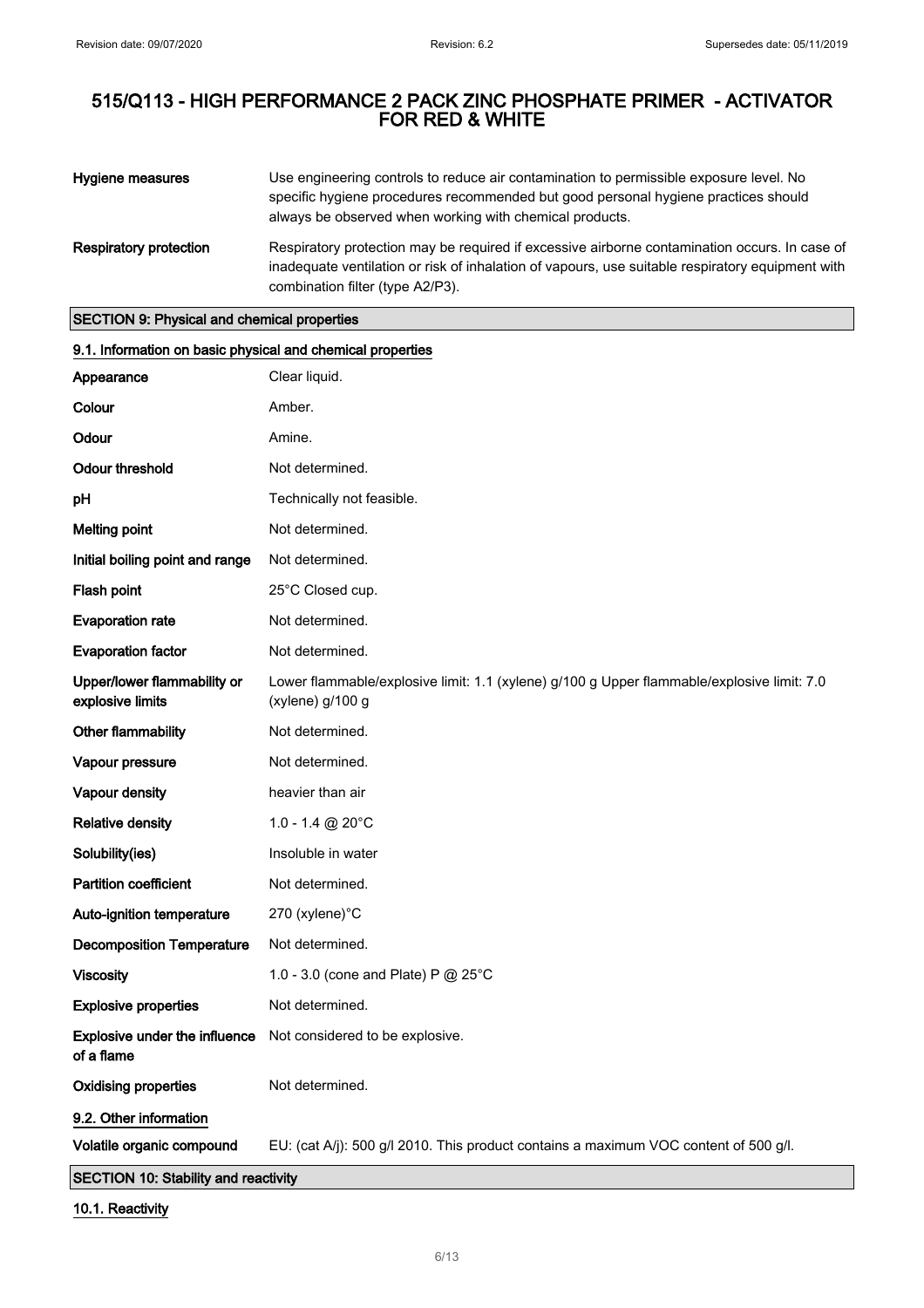# 515/Q113 - HIGH PERFORMANCE 2 PACK ZINC PHOSPHATE PRIMER - ACTIVATOR FOR RED & WHITE

| | |
|---|---|
| **Hygiene measures** | Use engineering controls to reduce air contamination to permissible exposure level. No specific hygiene procedures recommended but good personal hygiene practices should always be observed when working with chemical products. |
| **Respiratory protection** | Respiratory protection may be required if excessive airborne contamination occurs. In case of inadequate ventilation or risk of inhalation of vapours, use suitable respiratory equipment with combination filter (type A2/P3). |

## SECTION 9: Physical and chemical properties

### 9.1. Information on basic physical and chemical properties

| | |
|---|---|
| **Appearance** | Clear liquid. |
| **Colour** | Amber. |
| **Odour** | Amine. |
| **Odour threshold** | Not determined. |
| **pH** | Technically not feasible. |
| **Melting point** | Not determined. |
| **Initial boiling point and range** | Not determined. |
| **Flash point** | 25°C Closed cup. |
| **Evaporation rate** | Not determined. |
| **Evaporation factor** | Not determined. |
| **Upper/lower flammability or explosive limits** | Lower flammable/explosive limit: 1.1 (xylene) g/100 g Upper flammable/explosive limit: 7.0 (xylene) g/100 g |
| **Other flammability** | Not determined. |
| **Vapour pressure** | Not determined. |
| **Vapour density** | heavier than air |
| **Relative density** | 1.0 - 1.4 @ 20°C |
| **Solubility(ies)** | Insoluble in water |
| **Partition coefficient** | Not determined. |
| **Auto-ignition temperature** | 270 (xylene)°C |
| **Decomposition Temperature** | Not determined. |
| **Viscosity** | 1.0 - 3.0 (cone and Plate) P @ 25°C |
| **Explosive properties** | Not determined. |
| **Explosive under the influence of a flame** | Not considered to be explosive. |
| **Oxidising properties** | Not determined. |

### 9.2. Other information

| | |
|---|---|
| **Volatile organic compound** | EU: (cat A/j): 500 g/l 2010. This product contains a maximum VOC content of 500 g/l. |

## SECTION 10: Stability and reactivity

### 10.1. Reactivity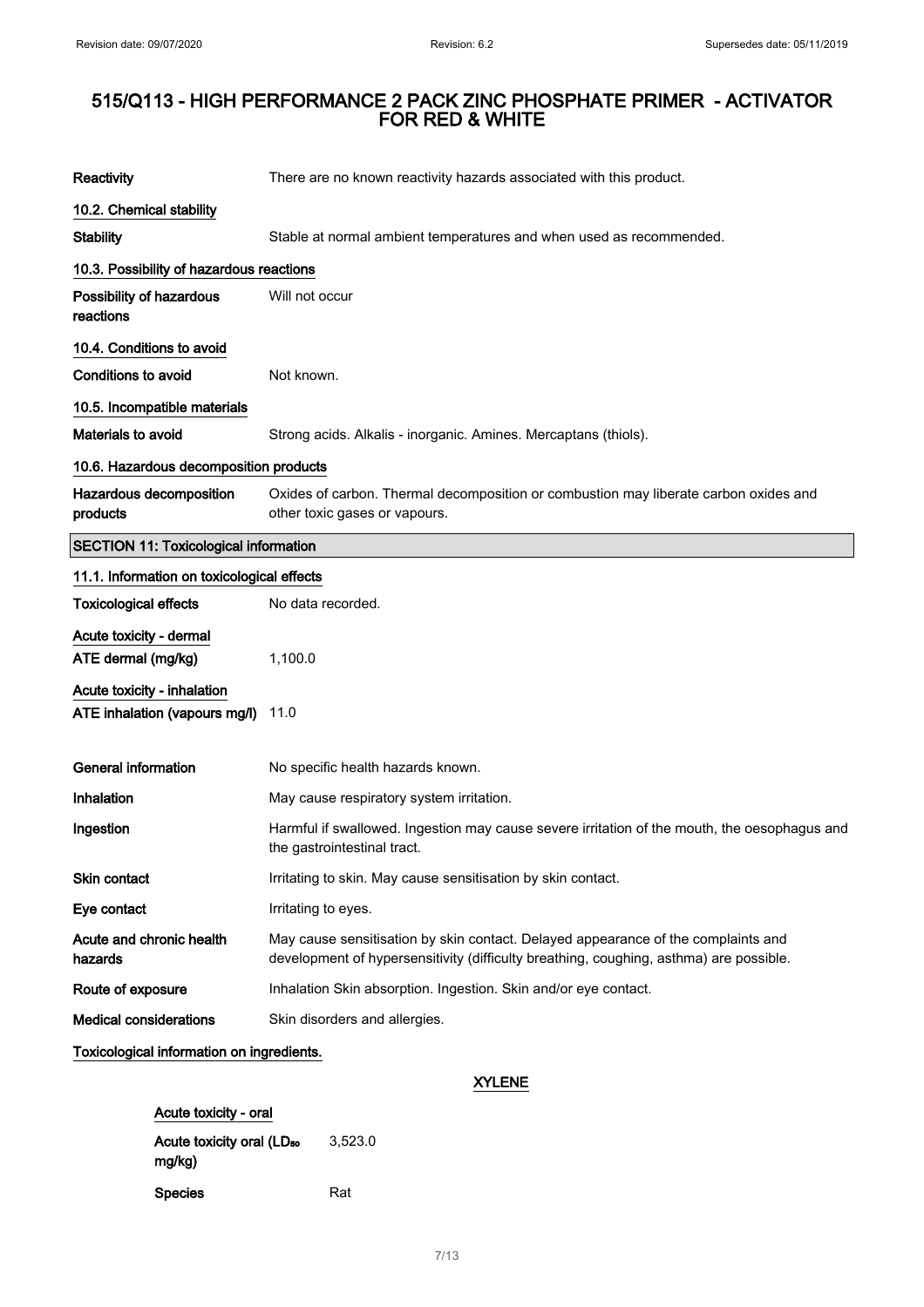| | |
|---|---|
| **Reactivity** | There are no known reactivity hazards associated with this product. |

### 10.2. Chemical stability

| | |
|---|---|
| **Stability** | Stable at normal ambient temperatures and when used as recommended. |

### 10.3. Possibility of hazardous reactions

| | |
|---|---|
| **Possibility of hazardous reactions** | Will not occur |

### 10.4. Conditions to avoid

| | |
|---|---|
| **Conditions to avoid** | Not known. |

### 10.5. Incompatible materials

| | |
|---|---|
| **Materials to avoid** | Strong acids. Alkalis - inorganic. Amines. Mercaptans (thiols). |

### 10.6. Hazardous decomposition products

| | |
|---|---|
| **Hazardous decomposition products** | Oxides of carbon. Thermal decomposition or combustion may liberate carbon oxides and other toxic gases or vapours. |

## SECTION 11: Toxicological information

### 11.1. Information on toxicological effects

| | |
|---|---|
| **Toxicological effects** | No data recorded. |

**Acute toxicity - dermal**

| | |
|---|---|
| **ATE dermal (mg/kg)** | 1,100.0 |

**Acute toxicity - inhalation**

| | |
|---|---|
| **ATE inhalation (vapours mg/l)** | 11.0 |

| | |
|---|---|
| **General information** | No specific health hazards known. |
| **Inhalation** | May cause respiratory system irritation. |
| **Ingestion** | Harmful if swallowed. Ingestion may cause severe irritation of the mouth, the oesophagus and the gastrointestinal tract. |
| **Skin contact** | Irritating to skin. May cause sensitisation by skin contact. |
| **Eye contact** | Irritating to eyes. |
| **Acute and chronic health hazards** | May cause sensitisation by skin contact. Delayed appearance of the complaints and development of hypersensitivity (difficulty breathing, coughing, asthma) are possible. |
| **Route of exposure** | Inhalation Skin absorption. Ingestion. Skin and/or eye contact. |
| **Medical considerations** | Skin disorders and allergies. |

**Toxicological information on ingredients.**

**XYLENE**

**Acute toxicity - oral**

| | |
|---|---|
| **Acute toxicity oral ($LD_{50}$ mg/kg)** | 3,523.0 |
| **Species** | Rat |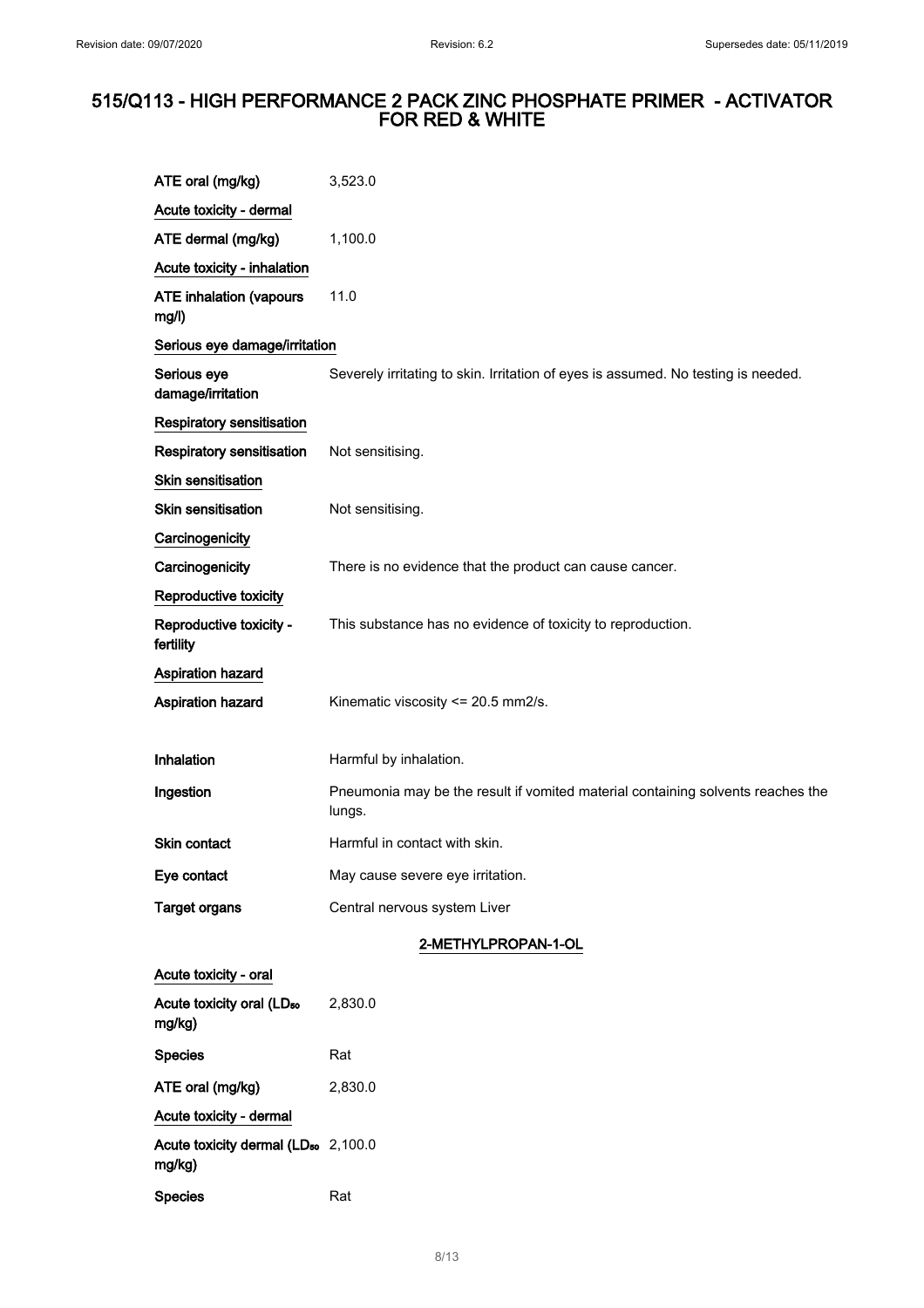| | |
|---|---|
| ATE oral (mg/kg) | 3,523.0 |
| Acute toxicity - dermal | |
| ATE dermal (mg/kg) | 1,100.0 |
| Acute toxicity - inhalation | |
| ATE inhalation (vapours mg/l) | 11.0 |
| Serious eye damage/irritation | |
| Serious eye damage/irritation | Severely irritating to skin. Irritation of eyes is assumed. No testing is needed. |
| Respiratory sensitisation | |
| Respiratory sensitisation | Not sensitising. |
| Skin sensitisation | |
| Skin sensitisation | Not sensitising. |
| Carcinogenicity | |
| Carcinogenicity | There is no evidence that the product can cause cancer. |
| Reproductive toxicity | |
| Reproductive toxicity - fertility | This substance has no evidence of toxicity to reproduction. |
| Aspiration hazard | |
| Aspiration hazard | Kinematic viscosity <= 20.5 mm2/s. |
| Inhalation | Harmful by inhalation. |
| Ingestion | Pneumonia may be the result if vomited material containing solvents reaches the lungs. |
| Skin contact | Harmful in contact with skin. |
| Eye contact | May cause severe eye irritation. |
| Target organs | Central nervous system Liver |

### 2-METHYLPROPAN-1-OL

| | |
|---|---|
| Acute toxicity - oral | |
| Acute toxicity oral ($LD_{50}$ mg/kg) | 2,830.0 |
| Species | Rat |
| ATE oral (mg/kg) | 2,830.0 |
| Acute toxicity - dermal | |
| Acute toxicity dermal ($LD_{50}$ mg/kg) | 2,100.0 |
| Species | Rat |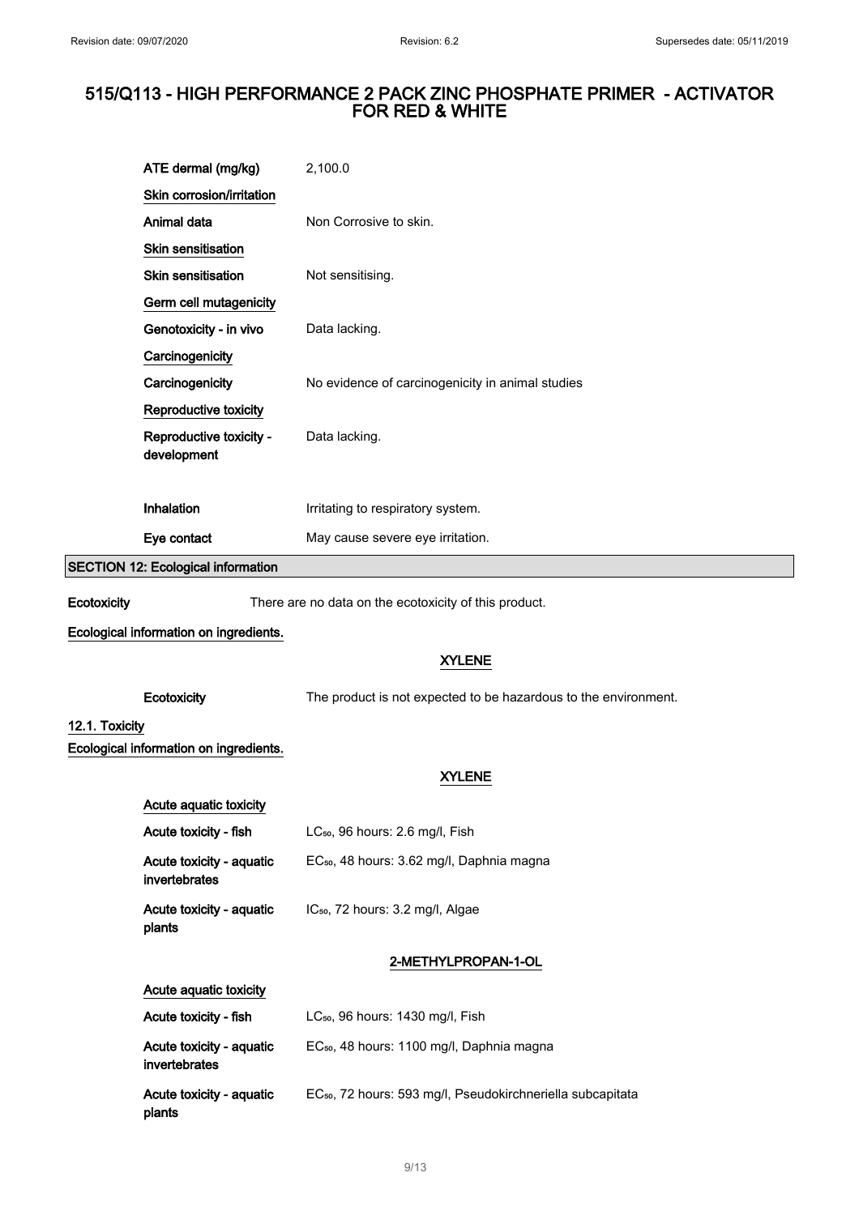| | |
|---|---|
| ATE dermal (mg/kg) | 2,100.0 |

**Skin corrosion/irritation**

| | |
|---|---|
| Animal data | Non Corrosive to skin. |

**Skin sensitisation**

| | |
|---|---|
| Skin sensitisation | Not sensitising. |

**Germ cell mutagenicity**

| | |
|---|---|
| Genotoxicity - in vivo | Data lacking. |

**Carcinogenicity**

| | |
|---|---|
| Carcinogenicity | No evidence of carcinogenicity in animal studies |

**Reproductive toxicity**

| | |
|---|---|
| Reproductive toxicity - development | Data lacking. |

| | |
|---|---|
| Inhalation | Irritating to respiratory system. |
| Eye contact | May cause severe eye irritation. |

## SECTION 12: Ecological information

**Ecotoxicity** There are no data on the ecotoxicity of this product.

**Ecological information on ingredients.**

### XYLENE

| | |
|---|---|
| Ecotoxicity | The product is not expected to be hazardous to the environment. |

### 12.1. Toxicity

**Ecological information on ingredients.**

### XYLENE

**Acute aquatic toxicity**

| | |
|---|---|
| Acute toxicity - fish | $LC_{50}$, 96 hours: 2.6 mg/l, Fish |
| Acute toxicity - aquatic invertebrates | $EC_{50}$, 48 hours: 3.62 mg/l, Daphnia magna |
| Acute toxicity - aquatic plants | $IC_{50}$, 72 hours: 3.2 mg/l, Algae |

### 2-METHYLPROPAN-1-OL

**Acute aquatic toxicity**

| | |
|---|---|
| Acute toxicity - fish | $LC_{50}$, 96 hours: 1430 mg/l, Fish |
| Acute toxicity - aquatic invertebrates | $EC_{50}$, 48 hours: 1100 mg/l, Daphnia magna |
| Acute toxicity - aquatic plants | $EC_{50}$, 72 hours: 593 mg/l, Pseudokirchneriella subcapitata |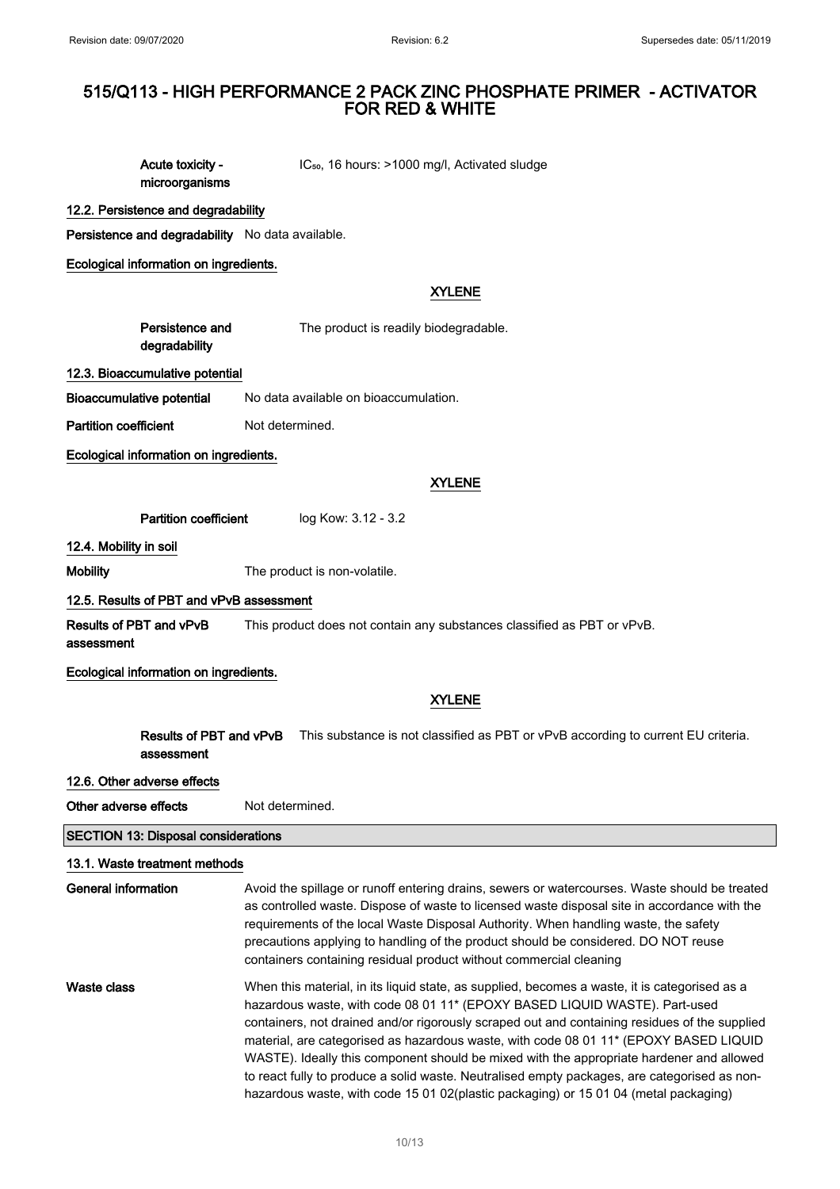**Acute toxicity - microorganisms** IC$_{50}$, 16 hours: >1000 mg/l, Activated sludge

### 12.2. Persistence and degradability

**Persistence and degradability** No data available.

**Ecological information on ingredients.**

**XYLENE**

**Persistence and degradability** The product is readily biodegradable.

### 12.3. Bioaccumulative potential

**Bioaccumulative potential** No data available on bioaccumulation.

**Partition coefficient** Not determined.

**Ecological information on ingredients.**

**XYLENE**

**Partition coefficient** log Kow: 3.12 - 3.2

### 12.4. Mobility in soil

**Mobility** The product is non-volatile.

### 12.5. Results of PBT and vPvB assessment

**Results of PBT and vPvB assessment** This product does not contain any substances classified as PBT or vPvB.

**Ecological information on ingredients.**

**XYLENE**

**Results of PBT and vPvB assessment** This substance is not classified as PBT or vPvB according to current EU criteria.

### 12.6. Other adverse effects

**Other adverse effects** Not determined.

## SECTION 13: Disposal considerations

### 13.1. Waste treatment methods

**General information** Avoid the spillage or runoff entering drains, sewers or watercourses. Waste should be treated as controlled waste. Dispose of waste to licensed waste disposal site in accordance with the requirements of the local Waste Disposal Authority. When handling waste, the safety precautions applying to handling of the product should be considered. DO NOT reuse containers containing residual product without commercial cleaning

**Waste class** When this material, in its liquid state, as supplied, becomes a waste, it is categorised as a hazardous waste, with code 08 01 11* (EPOXY BASED LIQUID WASTE). Part-used containers, not drained and/or rigorously scraped out and containing residues of the supplied material, are categorised as hazardous waste, with code 08 01 11* (EPOXY BASED LIQUID WASTE). Ideally this component should be mixed with the appropriate hardener and allowed to react fully to produce a solid waste. Neutralised empty packages, are categorised as non-hazardous waste, with code 15 01 02(plastic packaging) or 15 01 04 (metal packaging)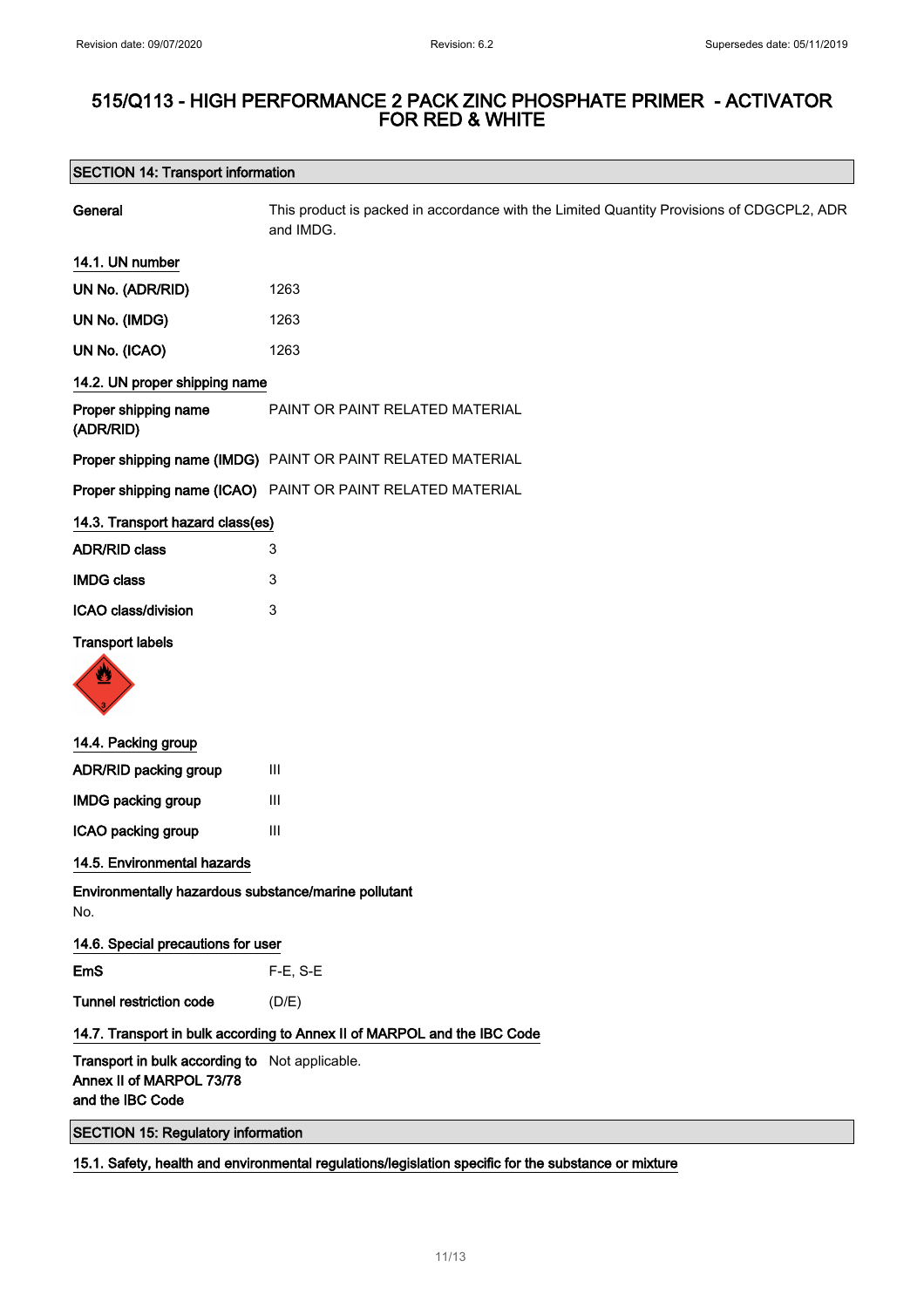# 515/Q113 - HIGH PERFORMANCE 2 PACK ZINC PHOSPHATE PRIMER - ACTIVATOR FOR RED & WHITE

## SECTION 14: Transport information

| | |
|---|---|
| **General** | This product is packed in accordance with the Limited Quantity Provisions of CDGCPL2, ADR and IMDG. |

### 14.1. UN number

| | |
|---|---|
| **UN No. (ADR/RID)** | 1263 |
| **UN No. (IMDG)** | 1263 |
| **UN No. (ICAO)** | 1263 |

### 14.2. UN proper shipping name

| | |
|---|---|
| **Proper shipping name (ADR/RID)** | PAINT OR PAINT RELATED MATERIAL |
| **Proper shipping name (IMDG)** | PAINT OR PAINT RELATED MATERIAL |
| **Proper shipping name (ICAO)** | PAINT OR PAINT RELATED MATERIAL |

### 14.3. Transport hazard class(es)

| | |
|---|---|
| **ADR/RID class** | 3 |
| **IMDG class** | 3 |
| **ICAO class/division** | 3 |

**Transport labels**

### 14.4. Packing group

| | |
|---|---|
| **ADR/RID packing group** | III |
| **IMDG packing group** | III |
| **ICAO packing group** | III |

### 14.5. Environmental hazards

**Environmentally hazardous substance/marine pollutant**

No.

### 14.6. Special precautions for user

| | |
|---|---|
| **EmS** | F-E, S-E |
| **Tunnel restriction code** | (D/E) |

### 14.7. Transport in bulk according to Annex II of MARPOL and the IBC Code

| | |
|---|---|
| **Transport in bulk according to Annex II of MARPOL 73/78 and the IBC Code** | Not applicable. |

## SECTION 15: Regulatory information

### 15.1. Safety, health and environmental regulations/legislation specific for the substance or mixture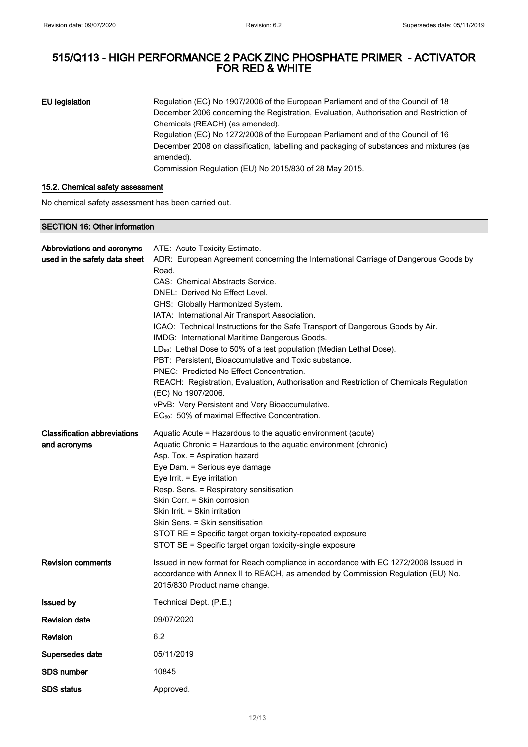# 515/Q113 - HIGH PERFORMANCE 2 PACK ZINC PHOSPHATE PRIMER - ACTIVATOR FOR RED & WHITE

**EU legislation**

Regulation (EC) No 1907/2006 of the European Parliament and of the Council of 18 December 2006 concerning the Registration, Evaluation, Authorisation and Restriction of Chemicals (REACH) (as amended).
Regulation (EC) No 1272/2008 of the European Parliament and of the Council of 16 December 2008 on classification, labelling and packaging of substances and mixtures (as amended).
Commission Regulation (EU) No 2015/830 of 28 May 2015.

### 15.2. Chemical safety assessment

No chemical safety assessment has been carried out.

## SECTION 16: Other information

**Abbreviations and acronyms used in the safety data sheet**

ATE: Acute Toxicity Estimate.
ADR: European Agreement concerning the International Carriage of Dangerous Goods by Road.
CAS: Chemical Abstracts Service.
DNEL: Derived No Effect Level.
GHS: Globally Harmonized System.
IATA: International Air Transport Association.
ICAO: Technical Instructions for the Safe Transport of Dangerous Goods by Air.
IMDG: International Maritime Dangerous Goods.
$LD_{50}$: Lethal Dose to 50% of a test population (Median Lethal Dose).
PBT: Persistent, Bioaccumulative and Toxic substance.
PNEC: Predicted No Effect Concentration.
REACH: Registration, Evaluation, Authorisation and Restriction of Chemicals Regulation (EC) No 1907/2006.
vPvB: Very Persistent and Very Bioaccumulative.
$EC_{50}$: 50% of maximal Effective Concentration.

**Classification abbreviations and acronyms**

Aquatic Acute = Hazardous to the aquatic environment (acute)
Aquatic Chronic = Hazardous to the aquatic environment (chronic)
Asp. Tox. = Aspiration hazard
Eye Dam. = Serious eye damage
Eye Irrit. = Eye irritation
Resp. Sens. = Respiratory sensitisation
Skin Corr. = Skin corrosion
Skin Irrit. = Skin irritation
Skin Sens. = Skin sensitisation
STOT RE = Specific target organ toxicity-repeated exposure
STOT SE = Specific target organ toxicity-single exposure

**Revision comments**

Issued in new format for Reach compliance in accordance with EC 1272/2008 Issued in accordance with Annex II to REACH, as amended by Commission Regulation (EU) No. 2015/830 Product name change.

**Issued by** Technical Dept. (P.E.)

**Revision date** 09/07/2020

**Revision** 6.2

**Supersedes date** 05/11/2019

**SDS number** 10845

**SDS status** Approved.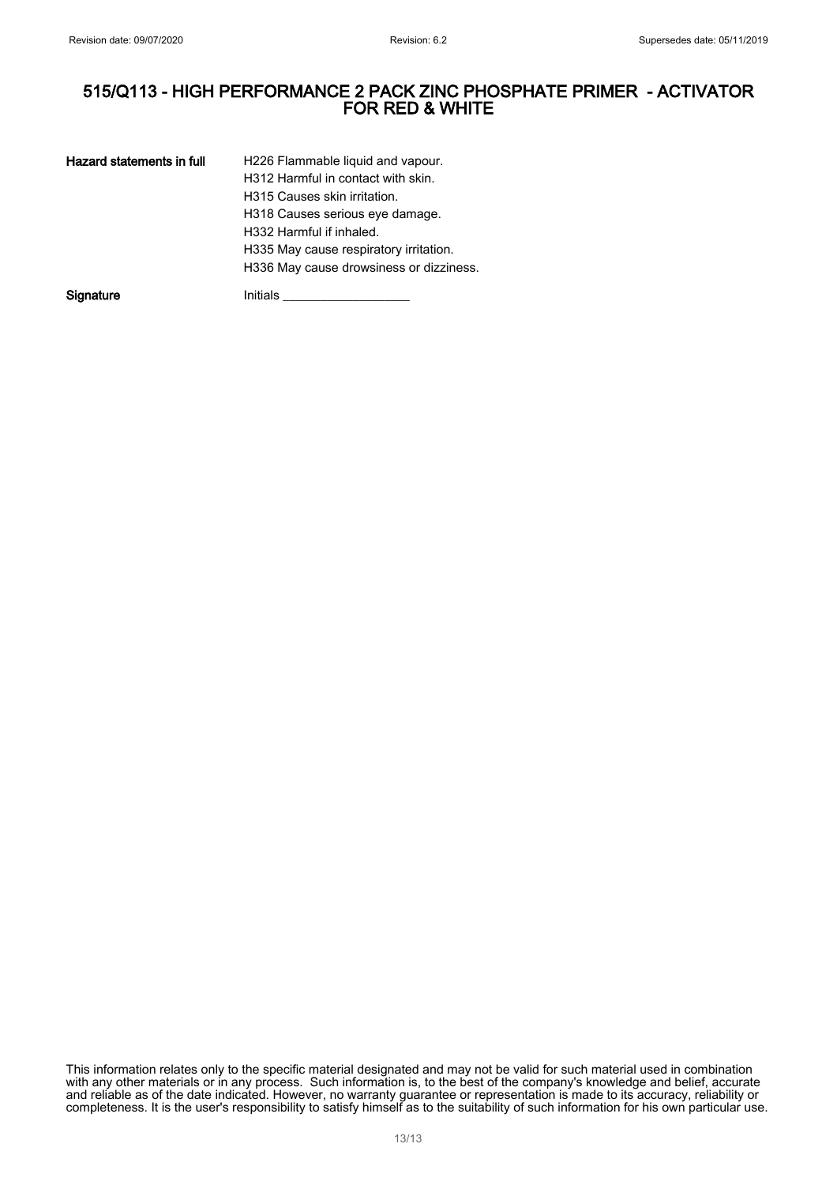# 515/Q113 - HIGH PERFORMANCE 2 PACK ZINC PHOSPHATE PRIMER - ACTIVATOR FOR RED & WHITE

| | |
|---|---|
| **Hazard statements in full** | H226 Flammable liquid and vapour.<br>H312 Harmful in contact with skin.<br>H315 Causes skin irritation.<br>H318 Causes serious eye damage.<br>H332 Harmful if inhaled.<br>H335 May cause respiratory irritation.<br>H336 May cause drowsiness or dizziness. |
| **Signature** | Initials ___________________ |

This information relates only to the specific material designated and may not be valid for such material used in combination with any other materials or in any process. Such information is, to the best of the company's knowledge and belief, accurate and reliable as of the date indicated. However, no warranty guarantee or representation is made to its accuracy, reliability or completeness. It is the user's responsibility to satisfy himself as to the suitability of such information for his own particular use.